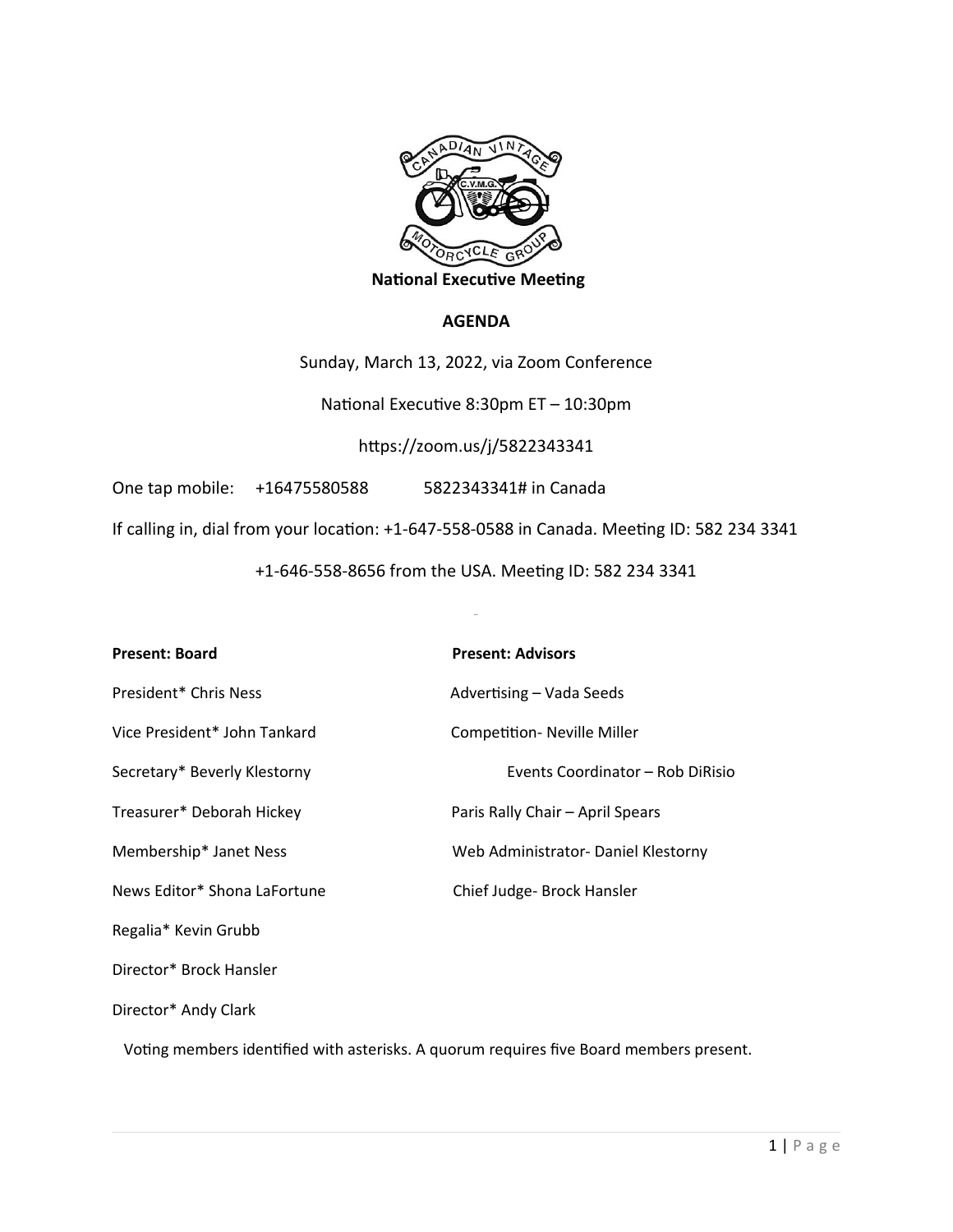# National Executive Meeting

## AGENDA

Sunday, March 13, 2022, via Zoom Conference

National Executive 8:30pm ET – 10:30pm

https://zoom.us/j/5822343341

One tap mobile: +16475580588 5822343341# in Canada

If calling in, dial from your location: +1-647-558-0588 in Canada. Meeting ID: 582 234 3341

+1-646-558-8656 from the USA. Meeting ID: 582 234 3341

| Present: Board | Present: Advisors |
|---|---|
| President* Chris Ness | Advertising – Vada Seeds |
| Vice President* John Tankard | Competition- Neville Miller |
| Secretary* Beverly Klestorny | Events Coordinator – Rob DiRisio |
| Treasurer* Deborah Hickey | Paris Rally Chair – April Spears |
| Membership* Janet Ness | Web Administrator- Daniel Klestorny |
| News Editor* Shona LaFortune | Chief Judge- Brock Hansler |
| Regalia* Kevin Grubb | |
| Director* Brock Hansler | |
| Director* Andy Clark | |

Voting members identified with asterisks. A quorum requires five Board members present.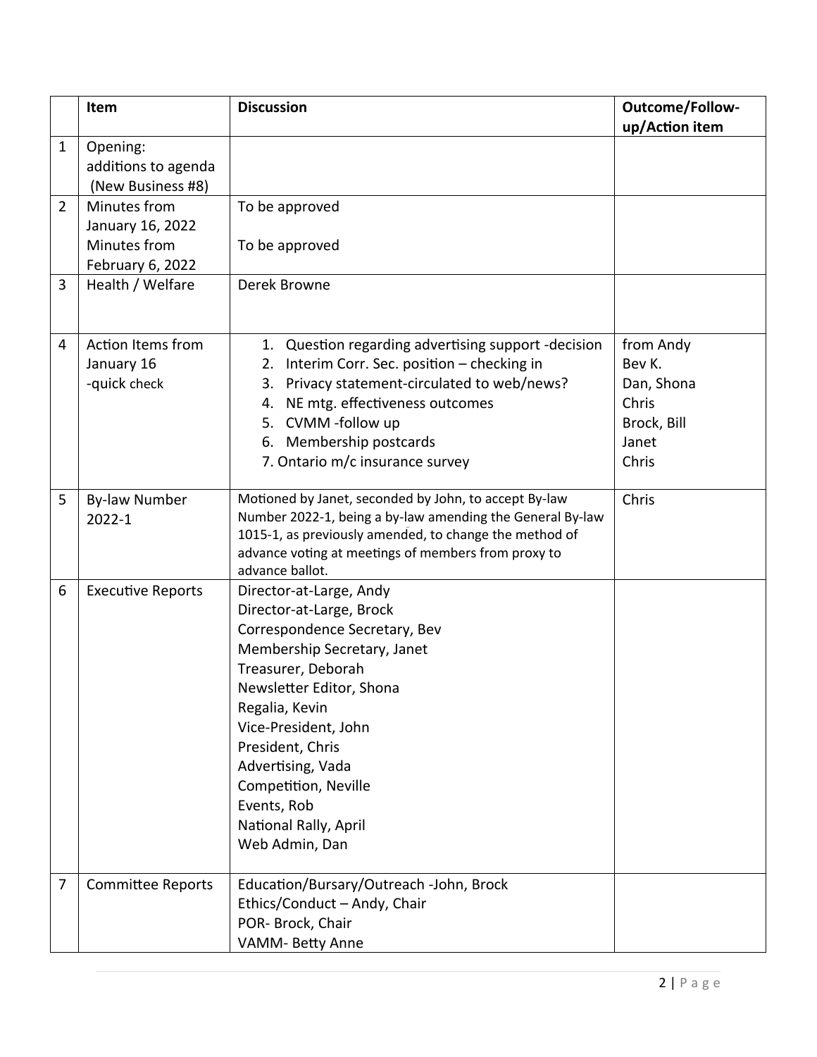|  | Item | Discussion | Outcome/Follow-up/Action item |
|---|---|---|---|
| 1 | Opening:<br>additions to agenda<br>(New Business #8) |  |  |
| 2 | Minutes from January 16, 2022<br>Minutes from February 6, 2022 | To be approved<br><br>To be approved |  |
| 3 | Health / Welfare | Derek Browne |  |
| 4 | Action Items from January 16<br>-quick check | 1. Question regarding advertising support -decision<br>2. Interim Corr. Sec. position – checking in<br>3. Privacy statement-circulated to web/news?<br>4. NE mtg. effectiveness outcomes<br>5. CVMM -follow up<br>6. Membership postcards<br>7. Ontario m/c insurance survey | from Andy<br>Bev K.<br>Dan, Shona<br>Chris<br>Brock, Bill<br>Janet<br>Chris |
| 5 | By-law Number 2022-1 | Motioned by Janet, seconded by John, to accept By-law Number 2022-1, being a by-law amending the General By-law 1015-1, as previously amended, to change the method of advance voting at meetings of members from proxy to advance ballot. | Chris |
| 6 | Executive Reports | Director-at-Large, Andy<br>Director-at-Large, Brock<br>Correspondence Secretary, Bev<br>Membership Secretary, Janet<br>Treasurer, Deborah<br>Newsletter Editor, Shona<br>Regalia, Kevin<br>Vice-President, John<br>President, Chris<br>Advertising, Vada<br>Competition, Neville<br>Events, Rob<br>National Rally, April<br>Web Admin, Dan |  |
| 7 | Committee Reports | Education/Bursary/Outreach -John, Brock<br>Ethics/Conduct – Andy, Chair<br>POR- Brock, Chair<br>VAMM- Betty Anne |  |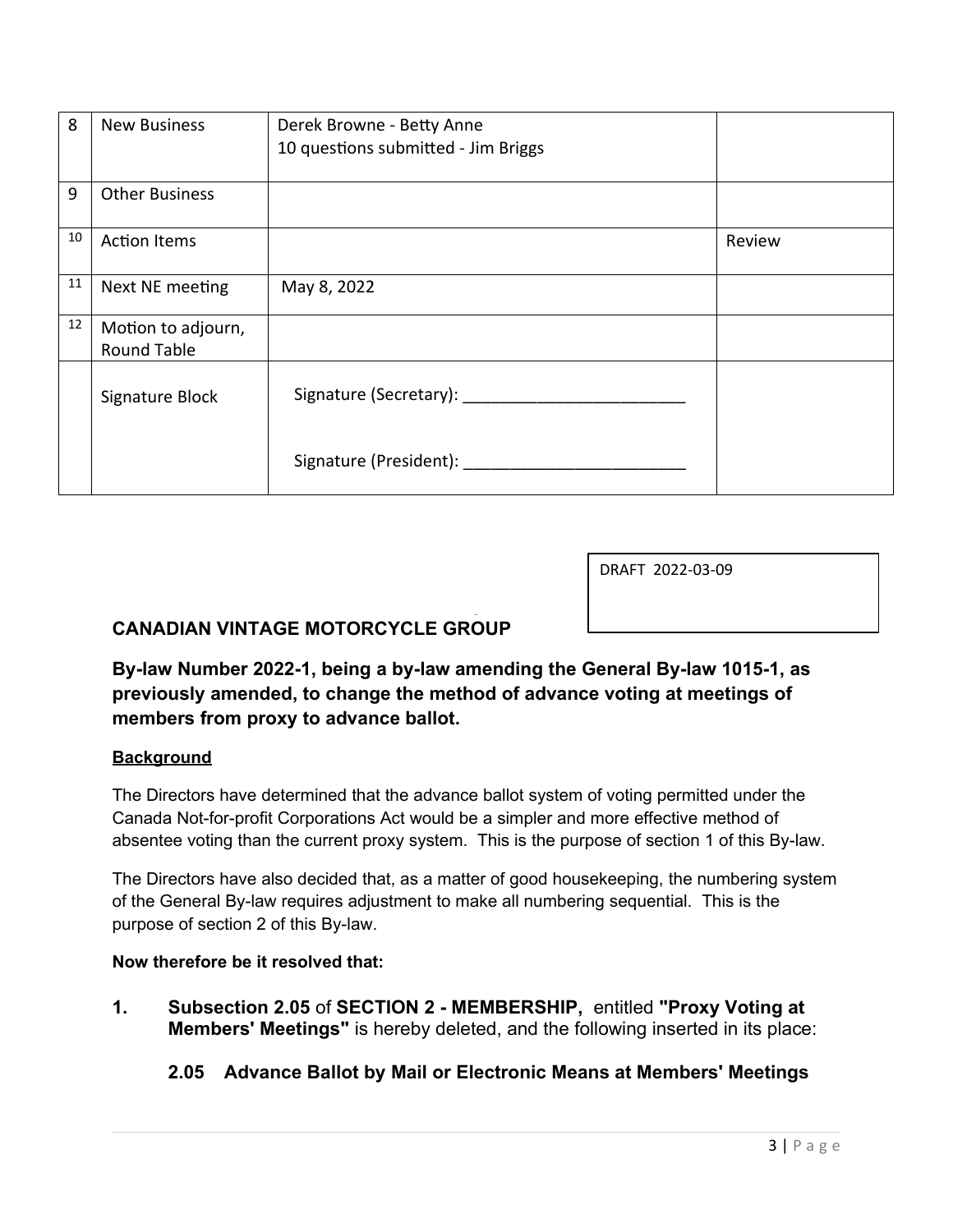| 8 | New Business | Derek Browne - Betty Anne<br>10 questions submitted - Jim Briggs | |
|---|---|---|---|
| 9 | Other Business | | |
| 10 | Action Items | | Review |
| 11 | Next NE meeting | May 8, 2022 | |
| 12 | Motion to adjourn, Round Table | | |
| | Signature Block | Signature (Secretary): ________________________<br><br>Signature (President): ________________________ | |

DRAFT 2022-03-09

**CANADIAN VINTAGE MOTORCYCLE GROUP**

### By-law Number 2022-1, being a by-law amending the General By-law 1015-1, as previously amended, to change the method of advance voting at meetings of members from proxy to advance ballot.

**Background**

The Directors have determined that the advance ballot system of voting permitted under the Canada Not-for-profit Corporations Act would be a simpler and more effective method of absentee voting than the current proxy system. This is the purpose of section 1 of this By-law.

The Directors have also decided that, as a matter of good housekeeping, the numbering system of the General By-law requires adjustment to make all numbering sequential. This is the purpose of section 2 of this By-law.

**Now therefore be it resolved that:**

1. **Subsection 2.05** of **SECTION 2 - MEMBERSHIP,** entitled **"Proxy Voting at Members' Meetings"** is hereby deleted, and the following inserted in its place:

   **2.05 Advance Ballot by Mail or Electronic Means at Members' Meetings**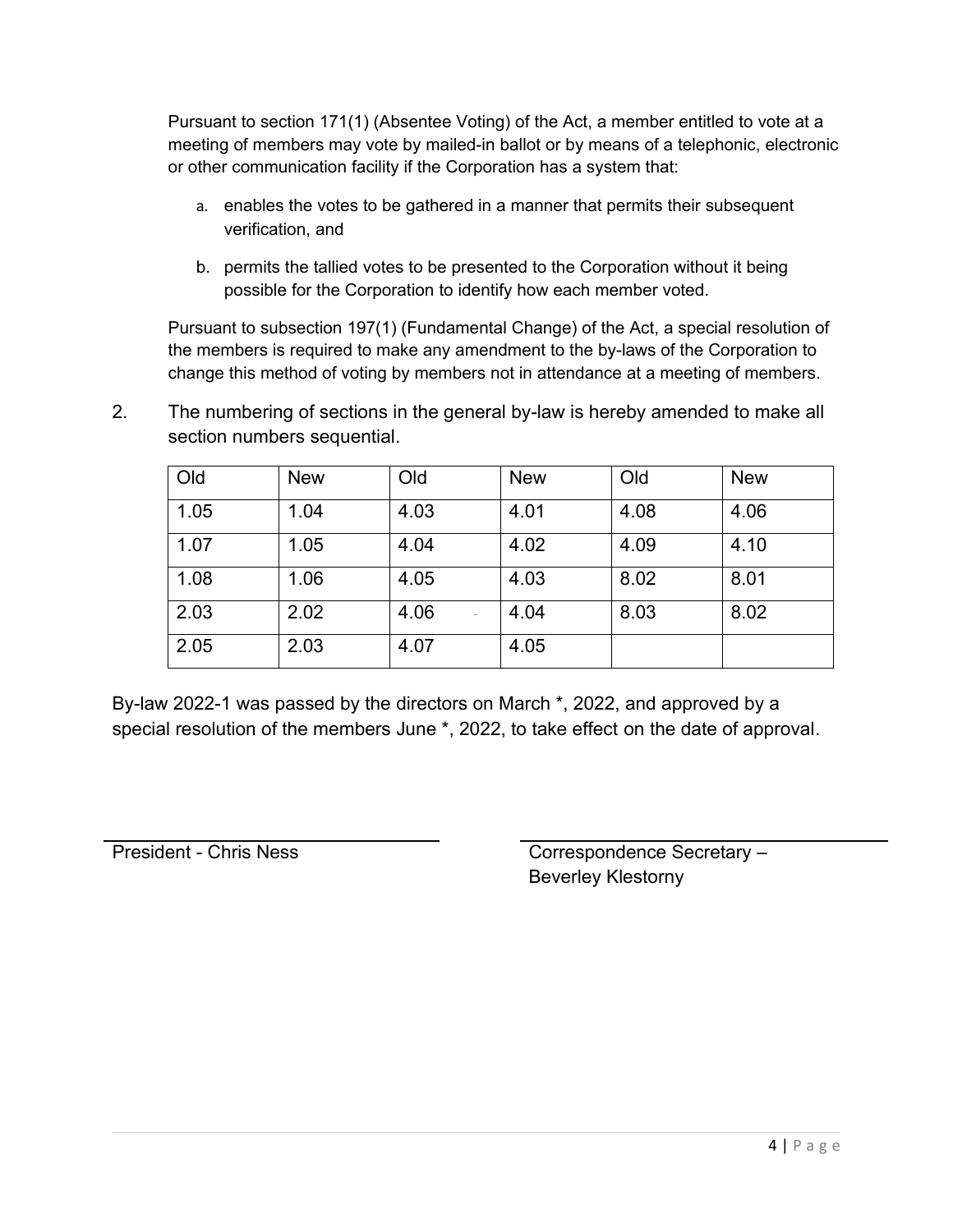Pursuant to section 171(1) (Absentee Voting) of the Act, a member entitled to vote at a meeting of members may vote by mailed-in ballot or by means of a telephonic, electronic or other communication facility if the Corporation has a system that:

a. enables the votes to be gathered in a manner that permits their subsequent verification, and

b. permits the tallied votes to be presented to the Corporation without it being possible for the Corporation to identify how each member voted.

Pursuant to subsection 197(1) (Fundamental Change) of the Act, a special resolution of the members is required to make any amendment to the by-laws of the Corporation to change this method of voting by members not in attendance at a meeting of members.

2. The numbering of sections in the general by-law is hereby amended to make all section numbers sequential.

| Old | New | Old | New | Old | New |
|---|---|---|---|---|---|
| 1.05 | 1.04 | 4.03 | 4.01 | 4.08 | 4.06 |
| 1.07 | 1.05 | 4.04 | 4.02 | 4.09 | 4.10 |
| 1.08 | 1.06 | 4.05 | 4.03 | 8.02 | 8.01 |
| 2.03 | 2.02 | 4.06 | 4.04 | 8.03 | 8.02 |
| 2.05 | 2.03 | 4.07 | 4.05 | | |

By-law 2022-1 was passed by the directors on March *, 2022, and approved by a special resolution of the members June *, 2022, to take effect on the date of approval.

President - Chris Ness

Correspondence Secretary – Beverley Klestorny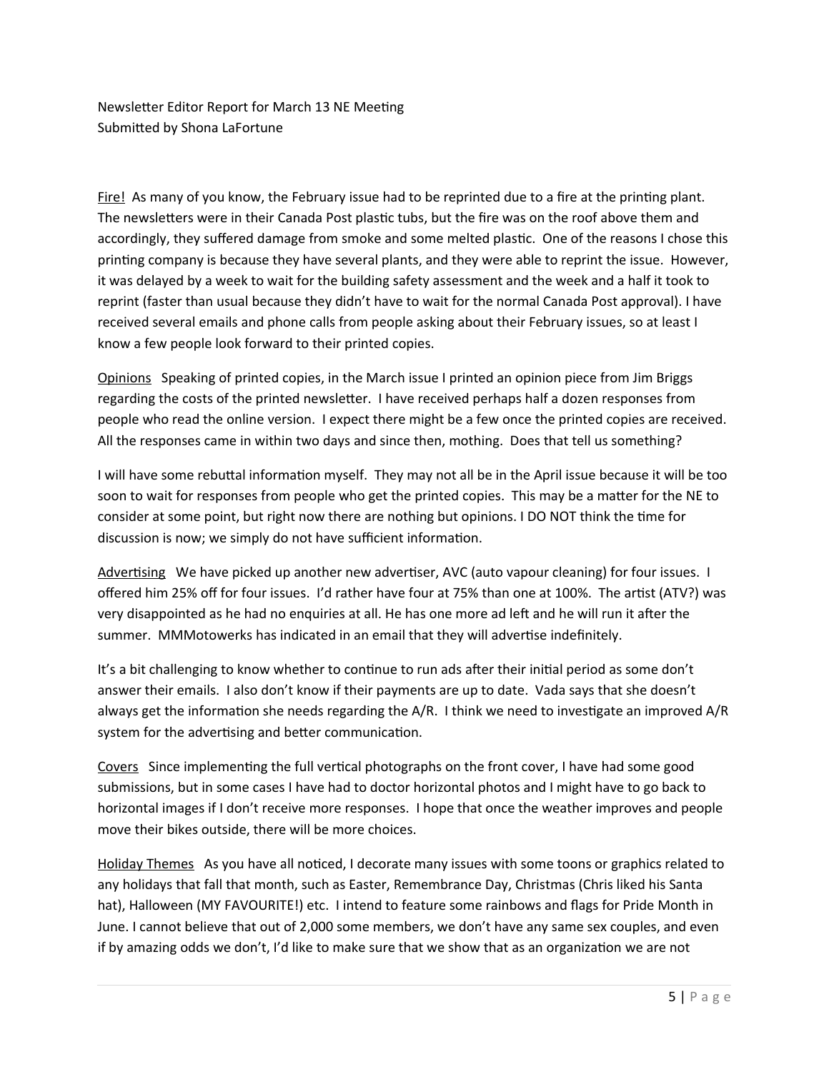Newsletter Editor Report for March 13 NE Meeting
Submitted by Shona LaFortune

<u>Fire!</u> As many of you know, the February issue had to be reprinted due to a fire at the printing plant. The newsletters were in their Canada Post plastic tubs, but the fire was on the roof above them and accordingly, they suffered damage from smoke and some melted plastic. One of the reasons I chose this printing company is because they have several plants, and they were able to reprint the issue. However, it was delayed by a week to wait for the building safety assessment and the week and a half it took to reprint (faster than usual because they didn't have to wait for the normal Canada Post approval). I have received several emails and phone calls from people asking about their February issues, so at least I know a few people look forward to their printed copies.

<u>Opinions</u> Speaking of printed copies, in the March issue I printed an opinion piece from Jim Briggs regarding the costs of the printed newsletter. I have received perhaps half a dozen responses from people who read the online version. I expect there might be a few once the printed copies are received. All the responses came in within two days and since then, mothing. Does that tell us something?

I will have some rebuttal information myself. They may not all be in the April issue because it will be too soon to wait for responses from people who get the printed copies. This may be a matter for the NE to consider at some point, but right now there are nothing but opinions. I DO NOT think the time for discussion is now; we simply do not have sufficient information.

<u>Advertising</u> We have picked up another new advertiser, AVC (auto vapour cleaning) for four issues. I offered him 25% off for four issues. I'd rather have four at 75% than one at 100%. The artist (ATV?) was very disappointed as he had no enquiries at all. He has one more ad left and he will run it after the summer. MMMotowerks has indicated in an email that they will advertise indefinitely.

It's a bit challenging to know whether to continue to run ads after their initial period as some don't answer their emails. I also don't know if their payments are up to date. Vada says that she doesn't always get the information she needs regarding the A/R. I think we need to investigate an improved A/R system for the advertising and better communication.

<u>Covers</u> Since implementing the full vertical photographs on the front cover, I have had some good submissions, but in some cases I have had to doctor horizontal photos and I might have to go back to horizontal images if I don't receive more responses. I hope that once the weather improves and people move their bikes outside, there will be more choices.

<u>Holiday Themes</u> As you have all noticed, I decorate many issues with some toons or graphics related to any holidays that fall that month, such as Easter, Remembrance Day, Christmas (Chris liked his Santa hat), Halloween (MY FAVOURITE!) etc. I intend to feature some rainbows and flags for Pride Month in June. I cannot believe that out of 2,000 some members, we don't have any same sex couples, and even if by amazing odds we don't, I'd like to make sure that we show that as an organization we are not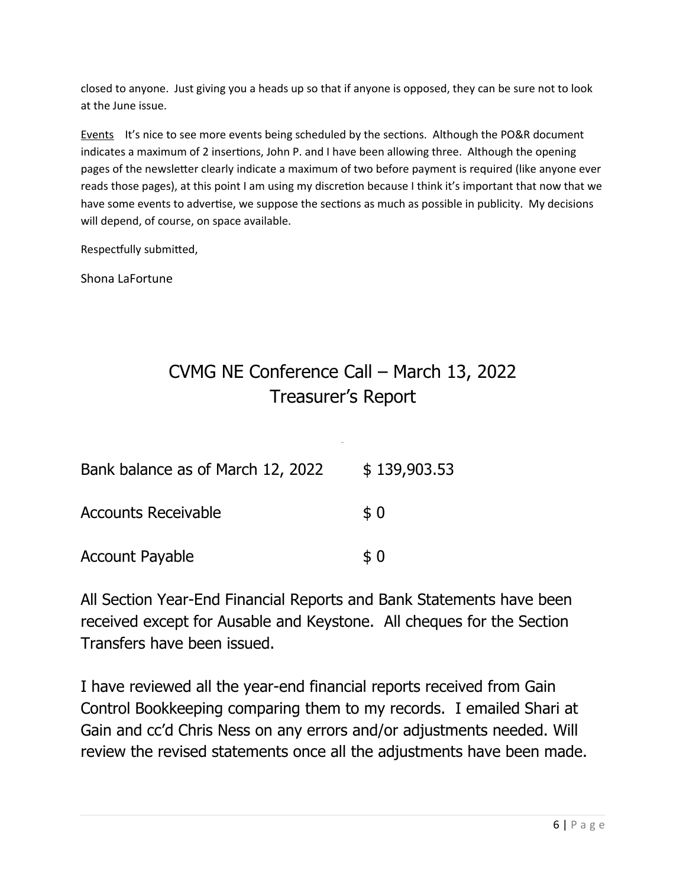closed to anyone. Just giving you a heads up so that if anyone is opposed, they can be sure not to look at the June issue.

Events    It's nice to see more events being scheduled by the sections. Although the PO&R document indicates a maximum of 2 insertions, John P. and I have been allowing three. Although the opening pages of the newsletter clearly indicate a maximum of two before payment is required (like anyone ever reads those pages), at this point I am using my discretion because I think it's important that now that we have some events to advertise, we suppose the sections as much as possible in publicity. My decisions will depend, of course, on space available.

Respectfully submitted,

Shona LaFortune

## CVMG NE Conference Call – March 13, 2022
## Treasurer's Report

| | |
|---|---|
| Bank balance as of March 12, 2022 | \$ 139,903.53 |
| Accounts Receivable | \$ 0 |
| Account Payable | \$ 0 |

All Section Year-End Financial Reports and Bank Statements have been received except for Ausable and Keystone. All cheques for the Section Transfers have been issued.

I have reviewed all the year-end financial reports received from Gain Control Bookkeeping comparing them to my records. I emailed Shari at Gain and cc'd Chris Ness on any errors and/or adjustments needed. Will review the revised statements once all the adjustments have been made.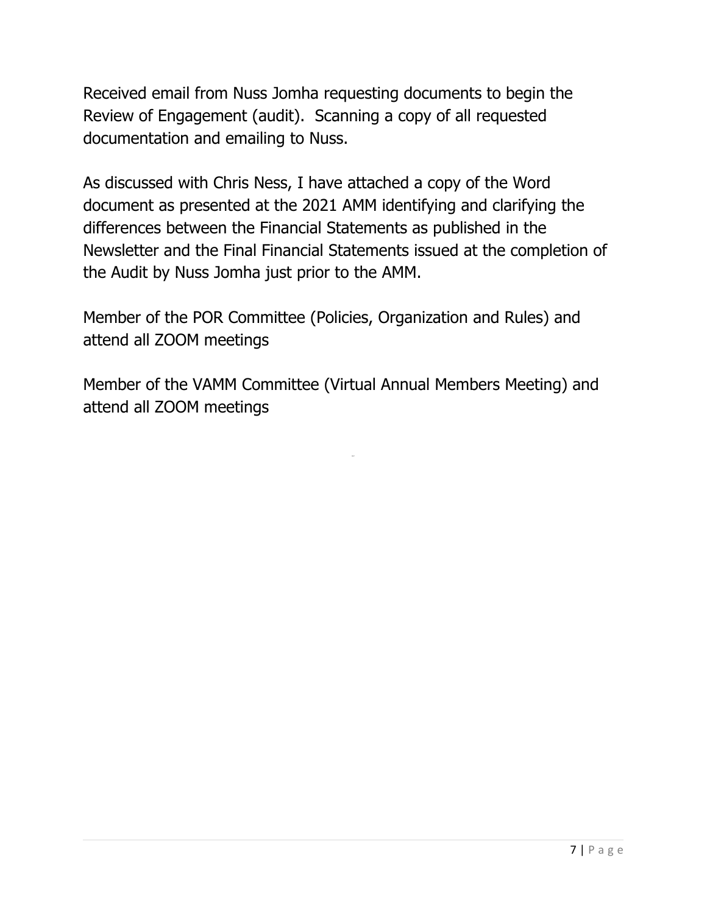Received email from Nuss Jomha requesting documents to begin the Review of Engagement (audit). Scanning a copy of all requested documentation and emailing to Nuss.

As discussed with Chris Ness, I have attached a copy of the Word document as presented at the 2021 AMM identifying and clarifying the differences between the Financial Statements as published in the Newsletter and the Final Financial Statements issued at the completion of the Audit by Nuss Jomha just prior to the AMM.

Member of the POR Committee (Policies, Organization and Rules) and attend all ZOOM meetings

Member of the VAMM Committee (Virtual Annual Members Meeting) and attend all ZOOM meetings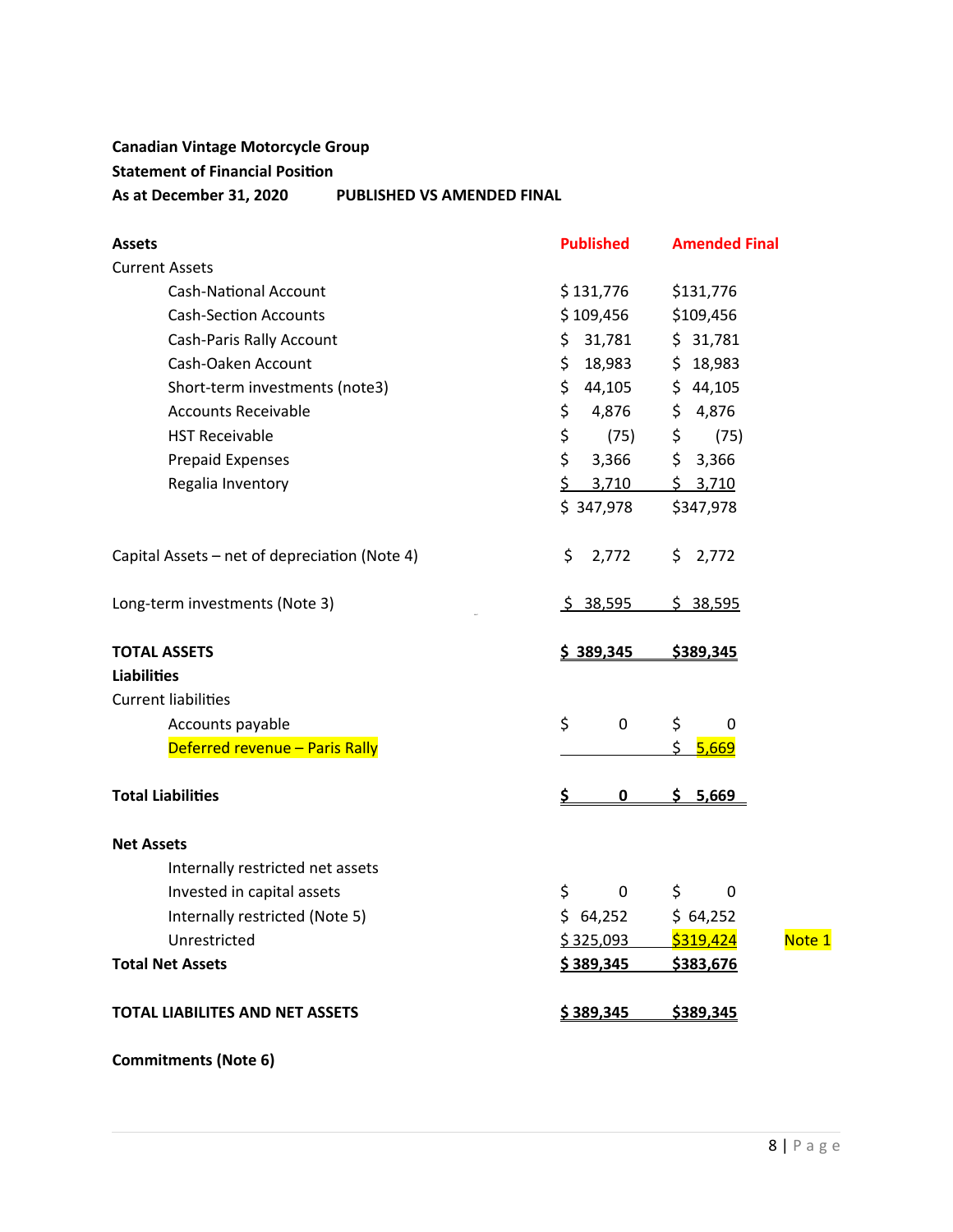**Canadian Vintage Motorcycle Group**

**Statement of Financial Position**

**As at December 31, 2020 PUBLISHED VS AMENDED FINAL**

| **Assets** | **Published** | **Amended Final** | |
|---|---|---|---|
| Current Assets | | | |
| Cash-National Account | $ 131,776 | $131,776 | |
| Cash-Section Accounts | $ 109,456 | $109,456 | |
| Cash-Paris Rally Account | $ 31,781 | $ 31,781 | |
| Cash-Oaken Account | $ 18,983 | $ 18,983 | |
| Short-term investments (note3) | $ 44,105 | $ 44,105 | |
| Accounts Receivable | $ 4,876 | $ 4,876 | |
| HST Receivable | $ (75) | $ (75) | |
| Prepaid Expenses | $ 3,366 | $ 3,366 | |
| Regalia Inventory | $ 3,710 | $ 3,710 | |
| | $ 347,978 | $347,978 | |
| Capital Assets – net of depreciation (Note 4) | $ 2,772 | $ 2,772 | |
| Long-term investments (Note 3) | $ 38,595 | $ 38,595 | |
| **TOTAL ASSETS** | **$ 389,345** | **$389,345** | |
| **Liabilities** | | | |
| Current liabilities | | | |
| Accounts payable | $ 0 | $ 0 | |
| Deferred revenue – Paris Rally | | $ 5,669 | |
| **Total Liabilities** | **$ 0** | **$ 5,669** | |
| **Net Assets** | | | |
| Internally restricted net assets | | | |
| Invested in capital assets | $ 0 | $ 0 | |
| Internally restricted (Note 5) | $ 64,252 | $ 64,252 | |
| Unrestricted | $ 325,093 | $319,424 | Note 1 |
| **Total Net Assets** | **$ 389,345** | **$383,676** | |
| **TOTAL LIABILITES AND NET ASSETS** | **$ 389,345** | **$389,345** | |

**Commitments (Note 6)**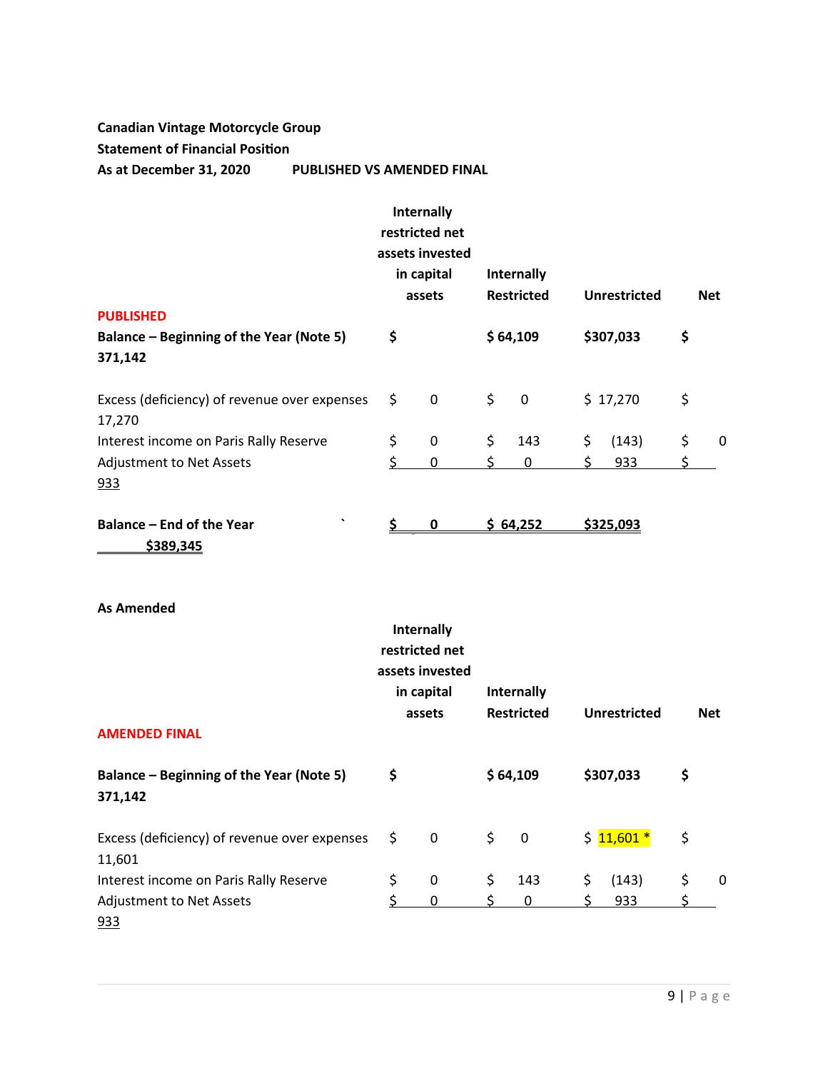**Canadian Vintage Motorcycle Group**
**Statement of Financial Position**
**As at December 31, 2020** **PUBLISHED VS AMENDED FINAL**

| | Internally restricted net assets invested in capital assets | Internally Restricted | Unrestricted | Net |
|---|---|---|---|---|
| **PUBLISHED** | | | | |
| **Balance – Beginning of the Year (Note 5)** | **$** | **$ 64,109** | **$307,033** | **$ 371,142** |
| Excess (deficiency) of revenue over expenses | $ 0 | $ 0 | $ 17,270 | $ 17,270 |
| Interest income on Paris Rally Reserve | $ 0 | $ 143 | $ (143) | $ 0 |
| Adjustment to Net Assets | $ 0 | $ 0 | $ 933 | $ 933 |
| **Balance – End of the Year** | **$ 0** | **$ 64,252** | **$325,093** | **$389,345** |

**As Amended**

| | Internally restricted net assets invested in capital assets | Internally Restricted | Unrestricted | Net |
|---|---|---|---|---|
| **AMENDED FINAL** | | | | |
| **Balance – Beginning of the Year (Note 5)** | **$** | **$ 64,109** | **$307,033** | **$ 371,142** |
| Excess (deficiency) of revenue over expenses | $ 0 | $ 0 | $ 11,601 * | $ 11,601 |
| Interest income on Paris Rally Reserve | $ 0 | $ 143 | $ (143) | $ 0 |
| Adjustment to Net Assets | $ 0 | $ 0 | $ 933 | $ 933 |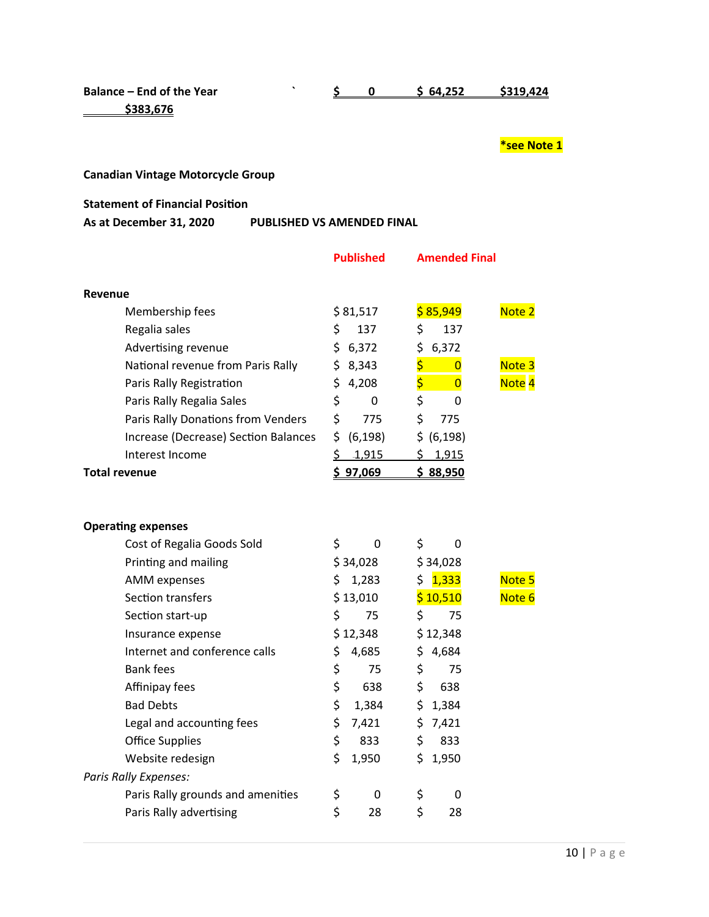| | | | | |
|---|---|---|---|---|
| **Balance – End of the Year** | ` | **$ 0** | **$ 64,252** | **$319,424** |
| **$383,676** | | | | |

**\*see Note 1**

**Canadian Vintage Motorcycle Group**

**Statement of Financial Position**
**As at December 31, 2020 PUBLISHED VS AMENDED FINAL**

| | Published | Amended Final | |
|---|---|---|---|
| **Revenue** | | | |
| Membership fees | $ 81,517 | $ 85,949 | Note 2 |
| Regalia sales | $ 137 | $ 137 | |
| Advertising revenue | $ 6,372 | $ 6,372 | |
| National revenue from Paris Rally | $ 8,343 | $ 0 | Note 3 |
| Paris Rally Registration | $ 4,208 | $ 0 | Note 4 |
| Paris Rally Regalia Sales | $ 0 | $ 0 | |
| Paris Rally Donations from Venders | $ 775 | $ 775 | |
| Increase (Decrease) Section Balances | $ (6,198) | $ (6,198) | |
| Interest Income | $ 1,915 | $ 1,915 | |
| **Total revenue** | **$ 97,069** | **$ 88,950** | |
| | | | |
| **Operating expenses** | | | |
| Cost of Regalia Goods Sold | $ 0 | $ 0 | |
| Printing and mailing | $ 34,028 | $ 34,028 | |
| AMM expenses | $ 1,283 | $ 1,333 | Note 5 |
| Section transfers | $ 13,010 | $ 10,510 | Note 6 |
| Section start-up | $ 75 | $ 75 | |
| Insurance expense | $ 12,348 | $ 12,348 | |
| Internet and conference calls | $ 4,685 | $ 4,684 | |
| Bank fees | $ 75 | $ 75 | |
| Affinipay fees | $ 638 | $ 638 | |
| Bad Debts | $ 1,384 | $ 1,384 | |
| Legal and accounting fees | $ 7,421 | $ 7,421 | |
| Office Supplies | $ 833 | $ 833 | |
| Website redesign | $ 1,950 | $ 1,950 | |
| *Paris Rally Expenses:* | | | |
| Paris Rally grounds and amenities | $ 0 | $ 0 | |
| Paris Rally advertising | $ 28 | $ 28 | |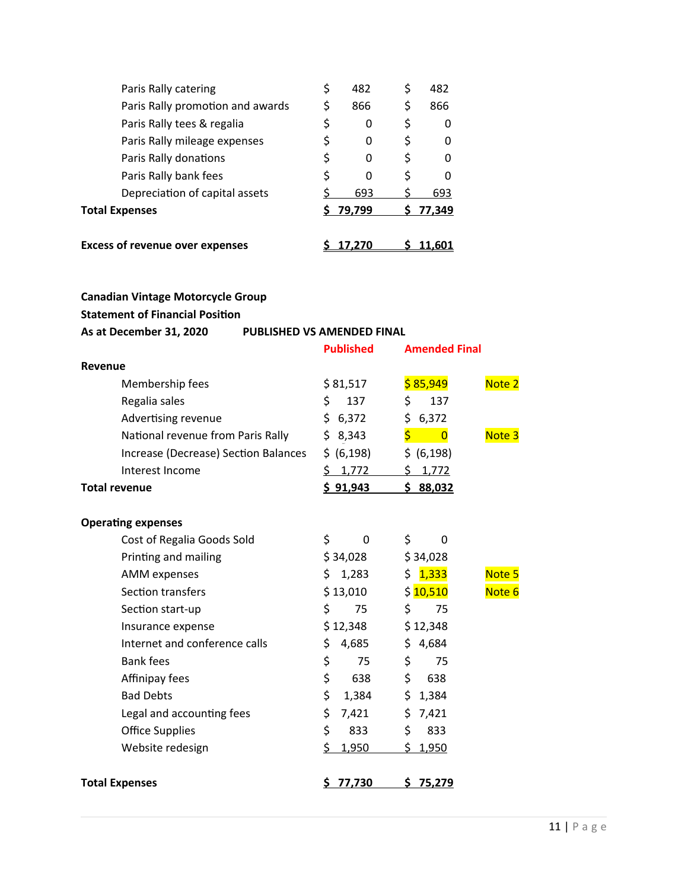| | | |
|---|---|---|
| Paris Rally catering | $ 482 | $ 482 |
| Paris Rally promotion and awards | $ 866 | $ 866 |
| Paris Rally tees & regalia | $ 0 | $ 0 |
| Paris Rally mileage expenses | $ 0 | $ 0 |
| Paris Rally donations | $ 0 | $ 0 |
| Paris Rally bank fees | $ 0 | $ 0 |
| Depreciation of capital assets | $ 693 | $ 693 |
| **Total Expenses** | **$ 79,799** | **$ 77,349** |
| | | |
| **Excess of revenue over expenses** | **$ 17,270** | **$ 11,601** |

**Canadian Vintage Motorcycle Group**

**Statement of Financial Position**

**As at December 31, 2020 PUBLISHED VS AMENDED FINAL**

| | **Published** | **Amended Final** | |
|---|---|---|---|
| **Revenue** | | | |
| Membership fees | $ 81,517 | $ 85,949 | Note 2 |
| Regalia sales | $ 137 | $ 137 | |
| Advertising revenue | $ 6,372 | $ 6,372 | |
| National revenue from Paris Rally | $ 8,343 | $ 0 | Note 3 |
| Increase (Decrease) Section Balances | $ (6,198) | $ (6,198) | |
| Interest Income | $ 1,772 | $ 1,772 | |
| **Total revenue** | **$ 91,943** | **$ 88,032** | |
| | | | |
| **Operating expenses** | | | |
| Cost of Regalia Goods Sold | $ 0 | $ 0 | |
| Printing and mailing | $ 34,028 | $ 34,028 | |
| AMM expenses | $ 1,283 | $ 1,333 | Note 5 |
| Section transfers | $ 13,010 | $ 10,510 | Note 6 |
| Section start-up | $ 75 | $ 75 | |
| Insurance expense | $ 12,348 | $ 12,348 | |
| Internet and conference calls | $ 4,685 | $ 4,684 | |
| Bank fees | $ 75 | $ 75 | |
| Affinipay fees | $ 638 | $ 638 | |
| Bad Debts | $ 1,384 | $ 1,384 | |
| Legal and accounting fees | $ 7,421 | $ 7,421 | |
| Office Supplies | $ 833 | $ 833 | |
| Website redesign | $ 1,950 | $ 1,950 | |
| | | | |
| **Total Expenses** | **$ 77,730** | **$ 75,279** | |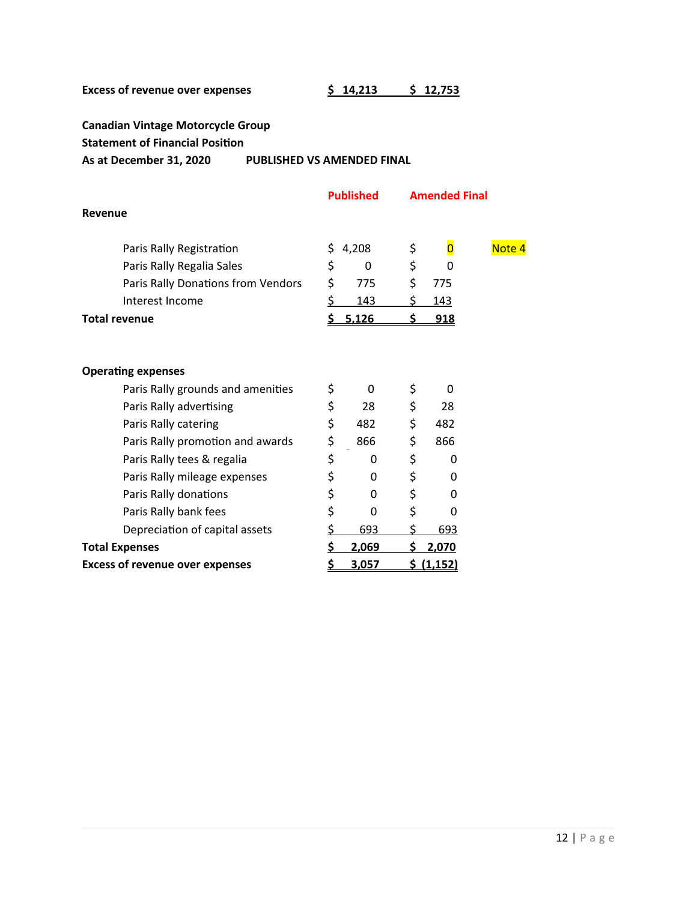| | | |
|---|---|---|
| **Excess of revenue over expenses** | **$ 14,213** | **$ 12,753** |

**Canadian Vintage Motorcycle Group**
**Statement of Financial Position**
**As at December 31, 2020** **PUBLISHED VS AMENDED FINAL**

| | Published | Amended Final | |
|---|---|---|---|
| **Revenue** | | | |
| Paris Rally Registration | $ 4,208 | $ 0 | Note 4 |
| Paris Rally Regalia Sales | $ 0 | $ 0 | |
| Paris Rally Donations from Vendors | $ 775 | $ 775 | |
| Interest Income | $ 143 | $ 143 | |
| **Total revenue** | **$ 5,126** | **$ 918** | |
| | | | |
| **Operating expenses** | | | |
| Paris Rally grounds and amenities | $ 0 | $ 0 | |
| Paris Rally advertising | $ 28 | $ 28 | |
| Paris Rally catering | $ 482 | $ 482 | |
| Paris Rally promotion and awards | $ 866 | $ 866 | |
| Paris Rally tees & regalia | $ 0 | $ 0 | |
| Paris Rally mileage expenses | $ 0 | $ 0 | |
| Paris Rally donations | $ 0 | $ 0 | |
| Paris Rally bank fees | $ 0 | $ 0 | |
| Depreciation of capital assets | $ 693 | $ 693 | |
| **Total Expenses** | **$ 2,069** | **$ 2,070** | |
| **Excess of revenue over expenses** | **$ 3,057** | **$ (1,152)** | |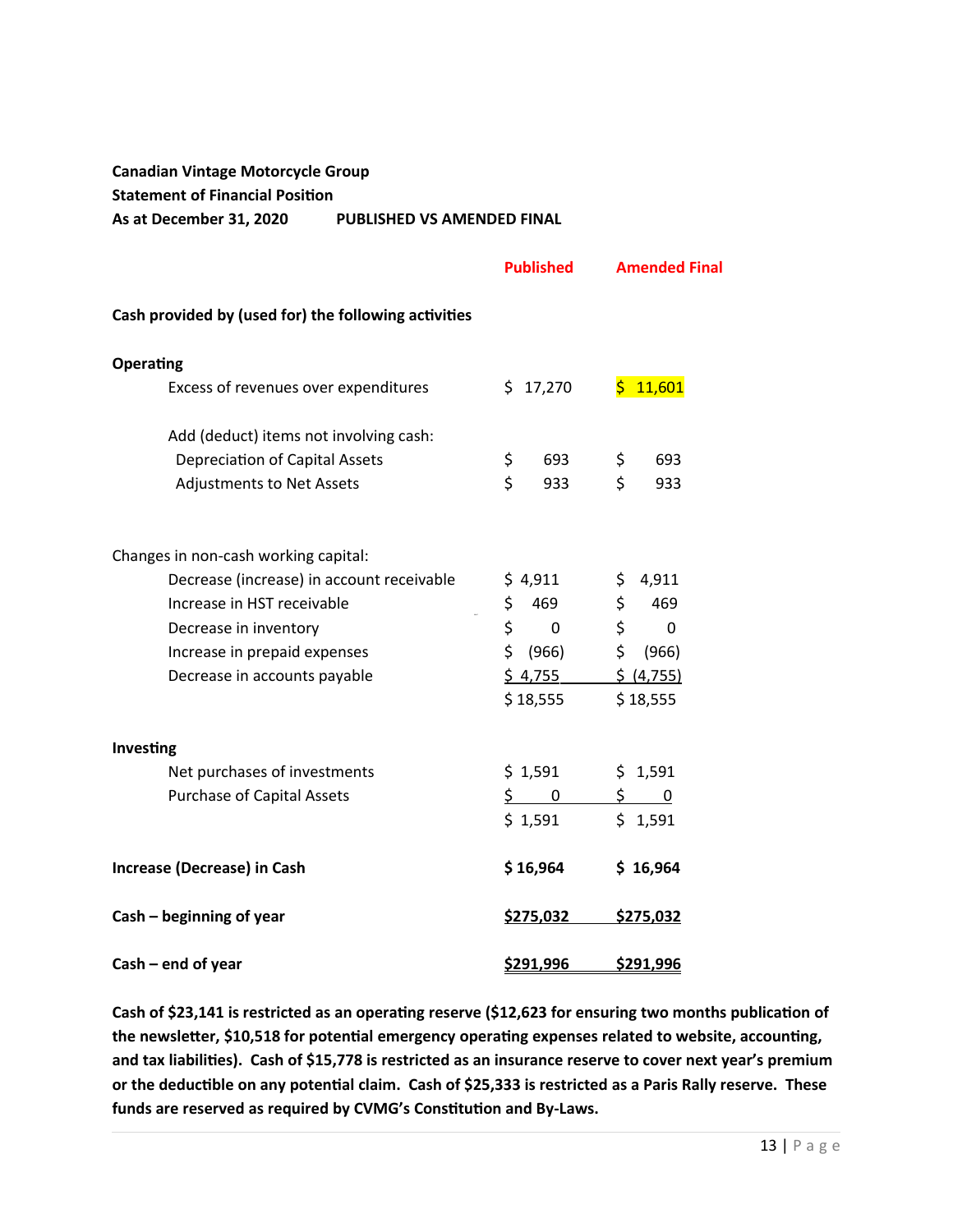**Canadian Vintage Motorcycle Group**
**Statement of Financial Position**
**As at December 31, 2020 PUBLISHED VS AMENDED FINAL**

| | **Published** | **Amended Final** |
|---|---|---|
| **Cash provided by (used for) the following activities** | | |
| **Operating** | | |
| Excess of revenues over expenditures | $ 17,270 | $ 11,601 |
| Add (deduct) items not involving cash: | | |
| Depreciation of Capital Assets | $ 693 | $ 693 |
| Adjustments to Net Assets | $ 933 | $ 933 |
| Changes in non-cash working capital: | | |
| Decrease (increase) in account receivable | $ 4,911 | $ 4,911 |
| Increase in HST receivable | $ 469 | $ 469 |
| Decrease in inventory | $ 0 | $ 0 |
| Increase in prepaid expenses | $ (966) | $ (966) |
| Decrease in accounts payable | $ 4,755 | $ (4,755) |
| | $ 18,555 | $ 18,555 |
| **Investing** | | |
| Net purchases of investments | $ 1,591 | $ 1,591 |
| Purchase of Capital Assets | $ 0 | $ 0 |
| | $ 1,591 | $ 1,591 |
| **Increase (Decrease) in Cash** | **$ 16,964** | **$ 16,964** |
| **Cash – beginning of year** | **$275,032** | **$275,032** |
| **Cash – end of year** | **$291,996** | **$291,996** |

**Cash of $23,141 is restricted as an operating reserve ($12,623 for ensuring two months publication of the newsletter, $10,518 for potential emergency operating expenses related to website, accounting, and tax liabilities). Cash of $15,778 is restricted as an insurance reserve to cover next year's premium or the deductible on any potential claim. Cash of $25,333 is restricted as a Paris Rally reserve. These funds are reserved as required by CVMG's Constitution and By-Laws.**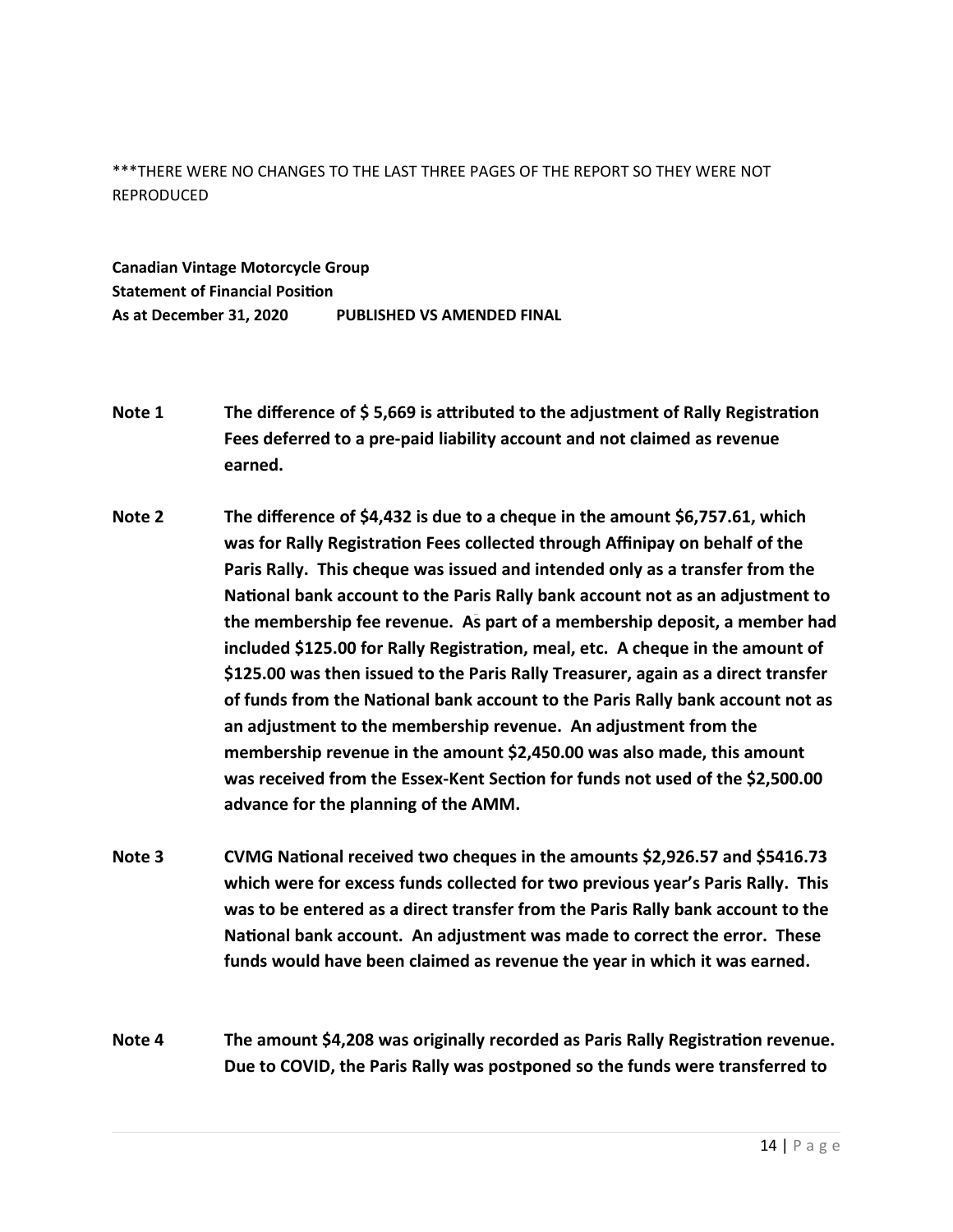***THERE WERE NO CHANGES TO THE LAST THREE PAGES OF THE REPORT SO THEY WERE NOT REPRODUCED

**Canadian Vintage Motorcycle Group**
**Statement of Financial Position**
**As at December 31, 2020 PUBLISHED VS AMENDED FINAL**

**Note 1** **The difference of $ 5,669 is attributed to the adjustment of Rally Registration Fees deferred to a pre-paid liability account and not claimed as revenue earned.**

**Note 2** **The difference of $4,432 is due to a cheque in the amount $6,757.61, which was for Rally Registration Fees collected through Affinipay on behalf of the Paris Rally. This cheque was issued and intended only as a transfer from the National bank account to the Paris Rally bank account not as an adjustment to the membership fee revenue. As part of a membership deposit, a member had included $125.00 for Rally Registration, meal, etc. A cheque in the amount of $125.00 was then issued to the Paris Rally Treasurer, again as a direct transfer of funds from the National bank account to the Paris Rally bank account not as an adjustment to the membership revenue. An adjustment from the membership revenue in the amount $2,450.00 was also made, this amount was received from the Essex-Kent Section for funds not used of the $2,500.00 advance for the planning of the AMM.**

**Note 3** **CVMG National received two cheques in the amounts $2,926.57 and $5416.73 which were for excess funds collected for two previous year's Paris Rally. This was to be entered as a direct transfer from the Paris Rally bank account to the National bank account. An adjustment was made to correct the error. These funds would have been claimed as revenue the year in which it was earned.**

**Note 4** **The amount $4,208 was originally recorded as Paris Rally Registration revenue. Due to COVID, the Paris Rally was postponed so the funds were transferred to**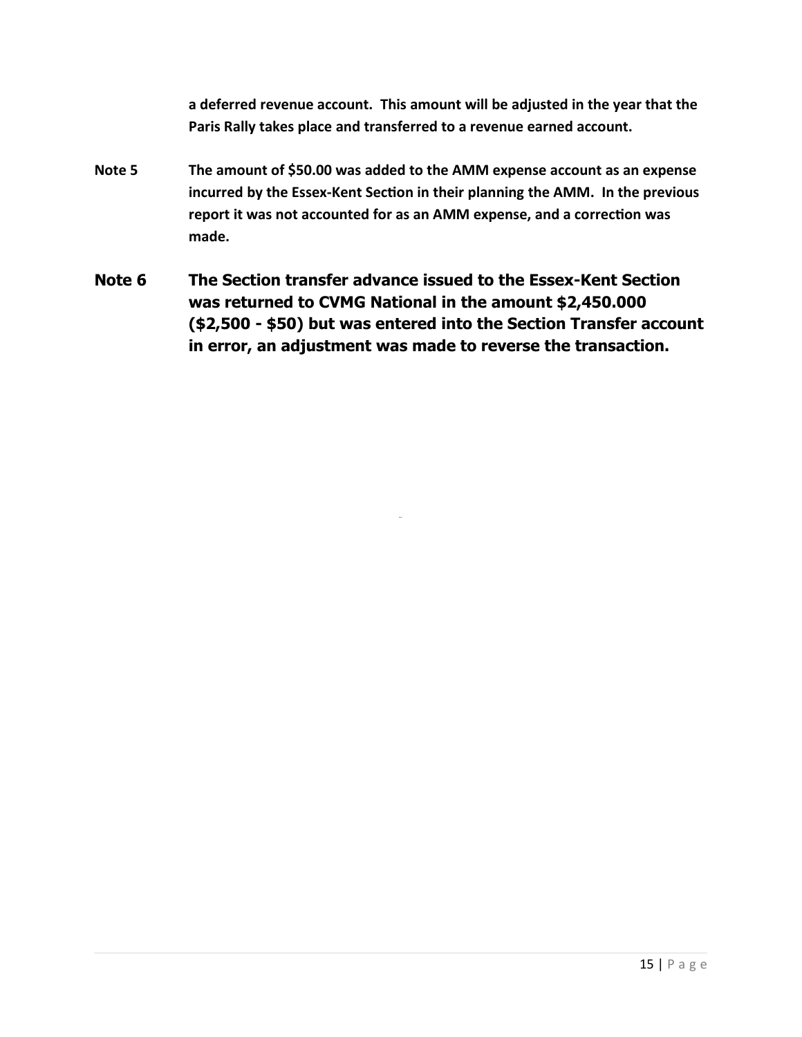**a deferred revenue account. This amount will be adjusted in the year that the Paris Rally takes place and transferred to a revenue earned account.**

**Note 5** **The amount of $50.00 was added to the AMM expense account as an expense incurred by the Essex-Kent Section in their planning the AMM. In the previous report it was not accounted for as an AMM expense, and a correction was made.**

**Note 6** **The Section transfer advance issued to the Essex-Kent Section was returned to CVMG National in the amount $2,450.000 ($2,500 - $50) but was entered into the Section Transfer account in error, an adjustment was made to reverse the transaction.**